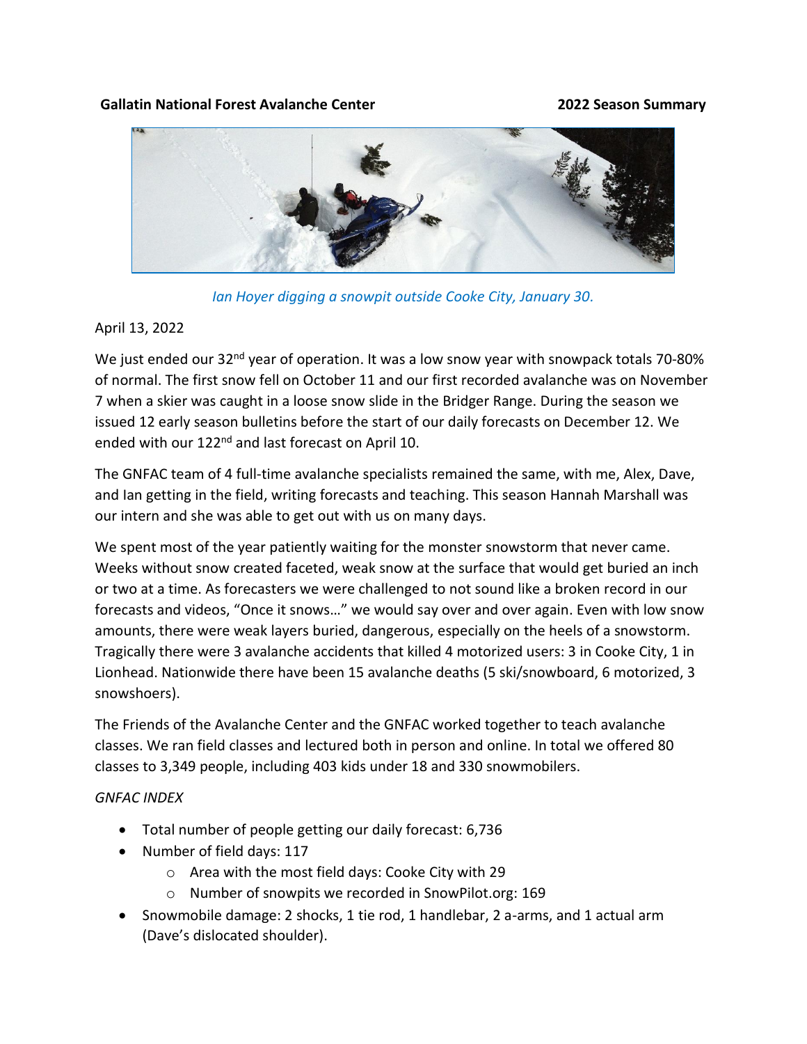**Gallatin National Forest Avalanche Center** **2022 Season Summary**

*Ian Hoyer digging a snowpit outside Cooke City, January 30.*

April 13, 2022

We just ended our 32nd year of operation. It was a low snow year with snowpack totals 70-80% of normal. The first snow fell on October 11 and our first recorded avalanche was on November 7 when a skier was caught in a loose snow slide in the Bridger Range. During the season we issued 12 early season bulletins before the start of our daily forecasts on December 12. We ended with our 122nd and last forecast on April 10.

The GNFAC team of 4 full-time avalanche specialists remained the same, with me, Alex, Dave, and Ian getting in the field, writing forecasts and teaching. This season Hannah Marshall was our intern and she was able to get out with us on many days.

We spent most of the year patiently waiting for the monster snowstorm that never came. Weeks without snow created faceted, weak snow at the surface that would get buried an inch or two at a time. As forecasters we were challenged to not sound like a broken record in our forecasts and videos, "Once it snows…" we would say over and over again. Even with low snow amounts, there were weak layers buried, dangerous, especially on the heels of a snowstorm. Tragically there were 3 avalanche accidents that killed 4 motorized users: 3 in Cooke City, 1 in Lionhead. Nationwide there have been 15 avalanche deaths (5 ski/snowboard, 6 motorized, 3 snowshoers).

The Friends of the Avalanche Center and the GNFAC worked together to teach avalanche classes. We ran field classes and lectured both in person and online. In total we offered 80 classes to 3,349 people, including 403 kids under 18 and 330 snowmobilers.

*GNFAC INDEX*

- Total number of people getting our daily forecast: 6,736
- Number of field days: 117
    - Area with the most field days: Cooke City with 29
    - Number of snowpits we recorded in SnowPilot.org: 169
- Snowmobile damage: 2 shocks, 1 tie rod, 1 handlebar, 2 a-arms, and 1 actual arm (Dave's dislocated shoulder).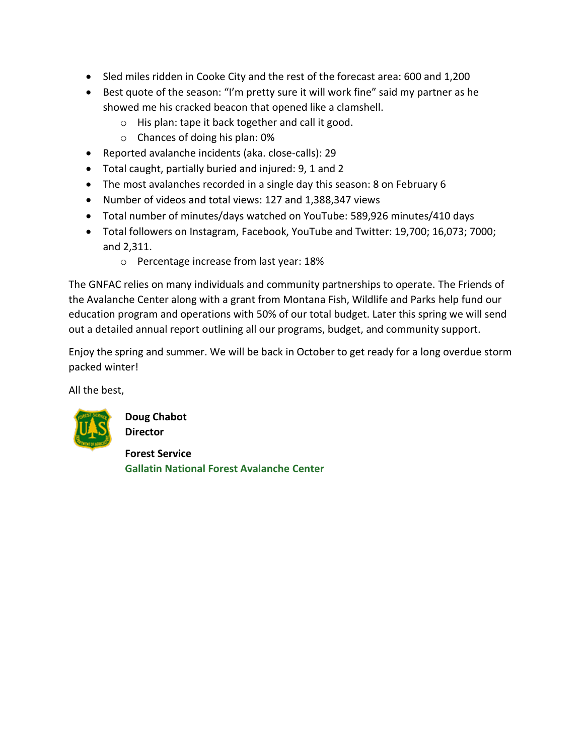- Sled miles ridden in Cooke City and the rest of the forecast area: 600 and 1,200
- Best quote of the season: "I'm pretty sure it will work fine" said my partner as he showed me his cracked beacon that opened like a clamshell.
  - His plan: tape it back together and call it good.
  - Chances of doing his plan: 0%
- Reported avalanche incidents (aka. close-calls): 29
- Total caught, partially buried and injured: 9, 1 and 2
- The most avalanches recorded in a single day this season: 8 on February 6
- Number of videos and total views: 127 and 1,388,347 views
- Total number of minutes/days watched on YouTube: 589,926 minutes/410 days
- Total followers on Instagram, Facebook, YouTube and Twitter: 19,700; 16,073; 7000; and 2,311.
  - Percentage increase from last year: 18%

The GNFAC relies on many individuals and community partnerships to operate. The Friends of the Avalanche Center along with a grant from Montana Fish, Wildlife and Parks help fund our education program and operations with 50% of our total budget. Later this spring we will send out a detailed annual report outlining all our programs, budget, and community support.

Enjoy the spring and summer. We will be back in October to get ready for a long overdue storm packed winter!

All the best,

**Doug Chabot**
**Director**

**Forest Service**
**Gallatin National Forest Avalanche Center**